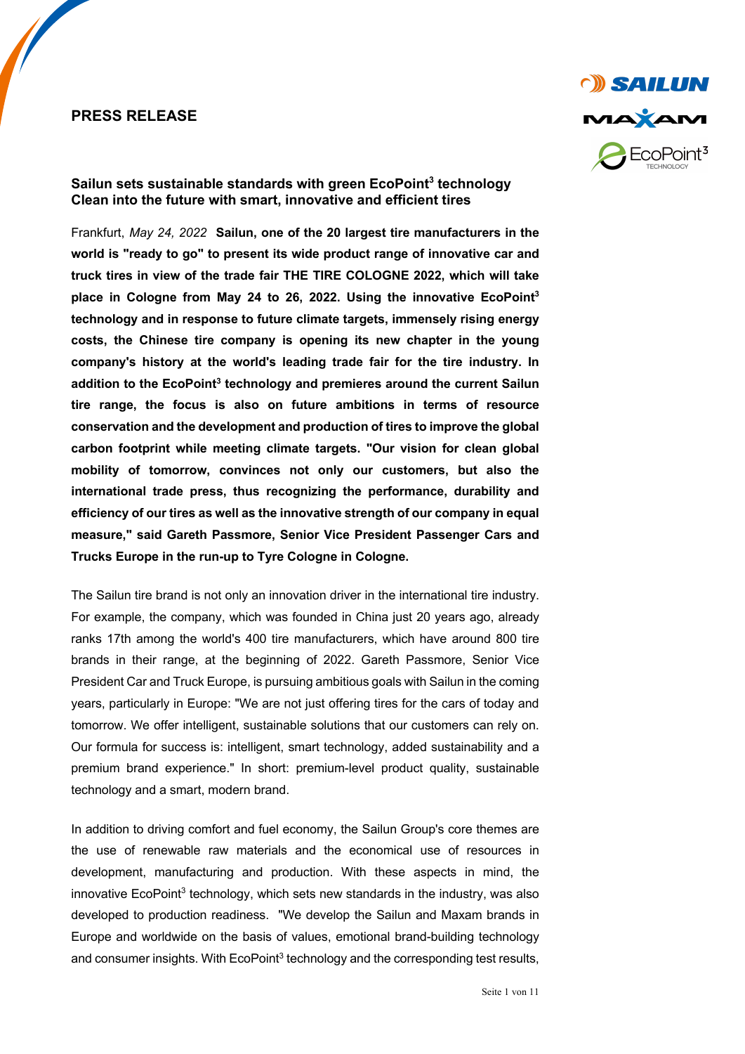**PRESS RELEASE**

## Sailun sets sustainable standards with green EcoPoint³ technology
## Clean into the future with smart, innovative and efficient tires

Frankfurt, *May 24, 2022* **Sailun, one of the 20 largest tire manufacturers in the world is "ready to go" to present its wide product range of innovative car and truck tires in view of the trade fair THE TIRE COLOGNE 2022, which will take place in Cologne from May 24 to 26, 2022. Using the innovative EcoPoint³ technology and in response to future climate targets, immensely rising energy costs, the Chinese tire company is opening its new chapter in the young company's history at the world's leading trade fair for the tire industry. In addition to the EcoPoint³ technology and premieres around the current Sailun tire range, the focus is also on future ambitions in terms of resource conservation and the development and production of tires to improve the global carbon footprint while meeting climate targets. "Our vision for clean global mobility of tomorrow, convinces not only our customers, but also the international trade press, thus recognizing the performance, durability and efficiency of our tires as well as the innovative strength of our company in equal measure," said Gareth Passmore, Senior Vice President Passenger Cars and Trucks Europe in the run-up to Tyre Cologne in Cologne.**

The Sailun tire brand is not only an innovation driver in the international tire industry. For example, the company, which was founded in China just 20 years ago, already ranks 17th among the world's 400 tire manufacturers, which have around 800 tire brands in their range, at the beginning of 2022. Gareth Passmore, Senior Vice President Car and Truck Europe, is pursuing ambitious goals with Sailun in the coming years, particularly in Europe: "We are not just offering tires for the cars of today and tomorrow. We offer intelligent, sustainable solutions that our customers can rely on. Our formula for success is: intelligent, smart technology, added sustainability and a premium brand experience." In short: premium-level product quality, sustainable technology and a smart, modern brand.

In addition to driving comfort and fuel economy, the Sailun Group's core themes are the use of renewable raw materials and the economical use of resources in development, manufacturing and production. With these aspects in mind, the innovative EcoPoint³ technology, which sets new standards in the industry, was also developed to production readiness. "We develop the Sailun and Maxam brands in Europe and worldwide on the basis of values, emotional brand-building technology and consumer insights. With EcoPoint³ technology and the corresponding test results,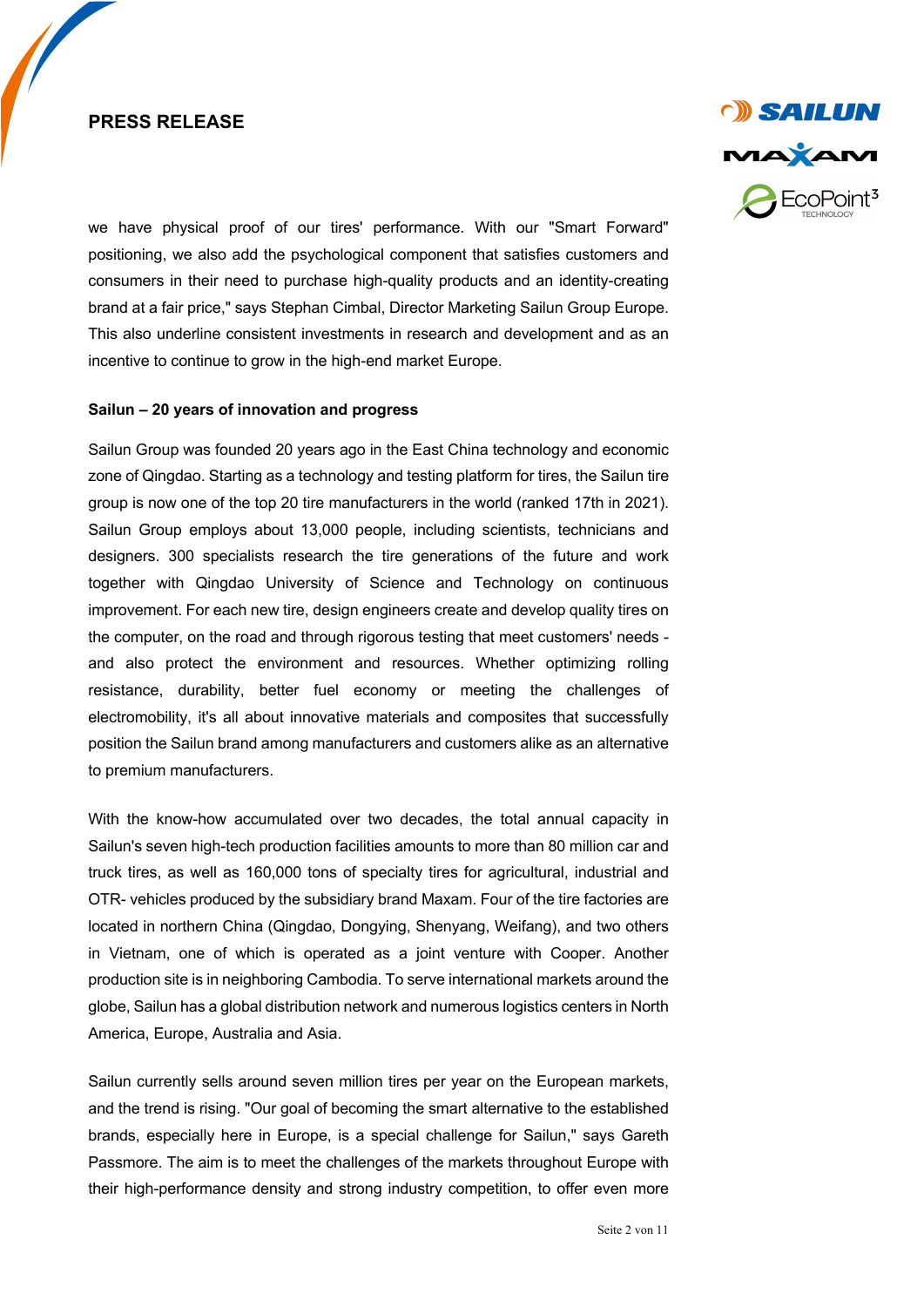we have physical proof of our tires' performance. With our "Smart Forward" positioning, we also add the psychological component that satisfies customers and consumers in their need to purchase high-quality products and an identity-creating brand at a fair price," says Stephan Cimbal, Director Marketing Sailun Group Europe. This also underline consistent investments in research and development and as an incentive to continue to grow in the high-end market Europe.

**Sailun – 20 years of innovation and progress**

Sailun Group was founded 20 years ago in the East China technology and economic zone of Qingdao. Starting as a technology and testing platform for tires, the Sailun tire group is now one of the top 20 tire manufacturers in the world (ranked 17th in 2021). Sailun Group employs about 13,000 people, including scientists, technicians and designers. 300 specialists research the tire generations of the future and work together with Qingdao University of Science and Technology on continuous improvement. For each new tire, design engineers create and develop quality tires on the computer, on the road and through rigorous testing that meet customers' needs - and also protect the environment and resources. Whether optimizing rolling resistance, durability, better fuel economy or meeting the challenges of electromobility, it's all about innovative materials and composites that successfully position the Sailun brand among manufacturers and customers alike as an alternative to premium manufacturers.

With the know-how accumulated over two decades, the total annual capacity in Sailun's seven high-tech production facilities amounts to more than 80 million car and truck tires, as well as 160,000 tons of specialty tires for agricultural, industrial and OTR- vehicles produced by the subsidiary brand Maxam. Four of the tire factories are located in northern China (Qingdao, Dongying, Shenyang, Weifang), and two others in Vietnam, one of which is operated as a joint venture with Cooper. Another production site is in neighboring Cambodia. To serve international markets around the globe, Sailun has a global distribution network and numerous logistics centers in North America, Europe, Australia and Asia.

Sailun currently sells around seven million tires per year on the European markets, and the trend is rising. "Our goal of becoming the smart alternative to the established brands, especially here in Europe, is a special challenge for Sailun," says Gareth Passmore. The aim is to meet the challenges of the markets throughout Europe with their high-performance density and strong industry competition, to offer even more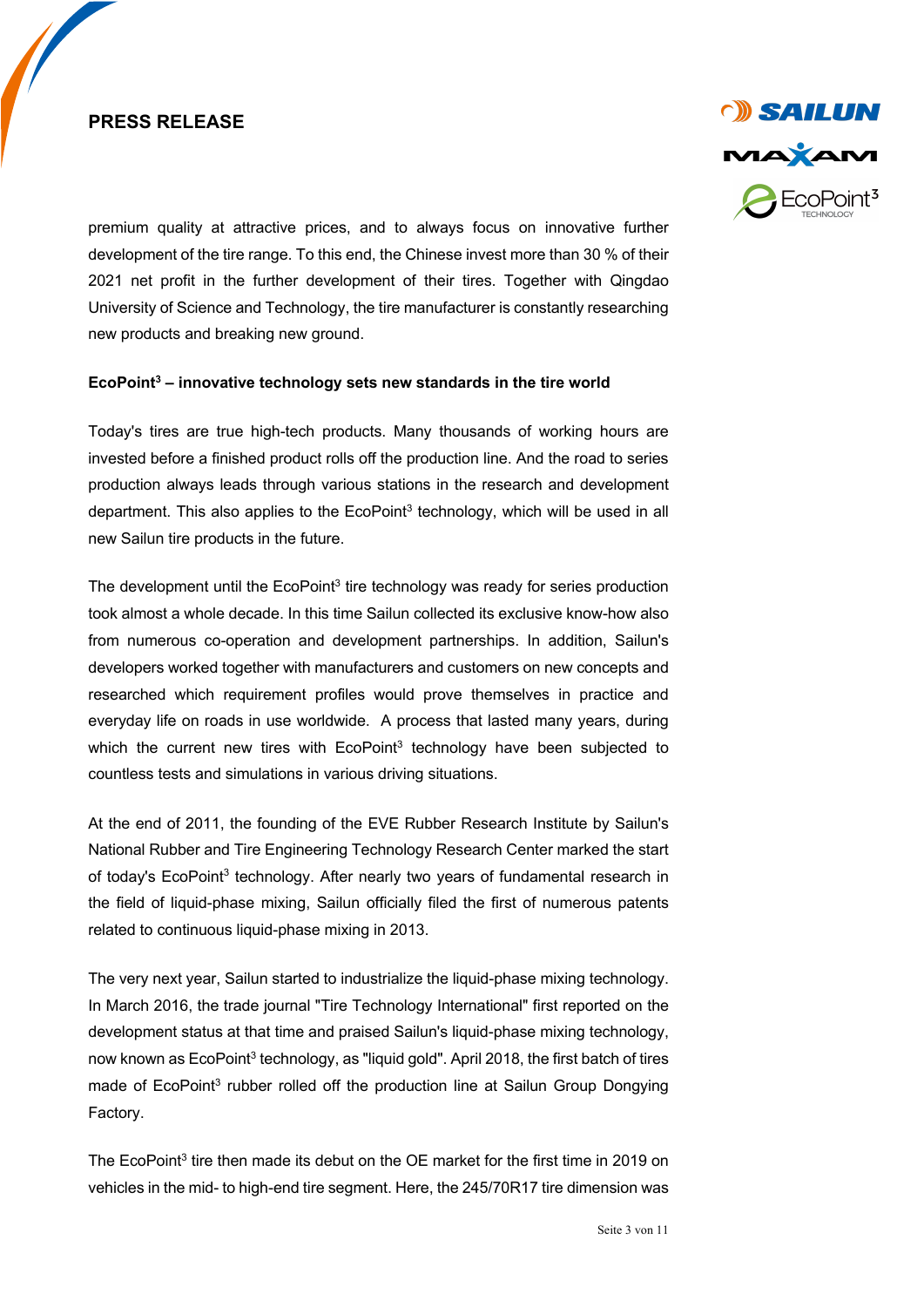premium quality at attractive prices, and to always focus on innovative further development of the tire range. To this end, the Chinese invest more than 30 % of their 2021 net profit in the further development of their tires. Together with Qingdao University of Science and Technology, the tire manufacturer is constantly researching new products and breaking new ground.

**EcoPoint³ – innovative technology sets new standards in the tire world**

Today's tires are true high-tech products. Many thousands of working hours are invested before a finished product rolls off the production line. And the road to series production always leads through various stations in the research and development department. This also applies to the EcoPoint³ technology, which will be used in all new Sailun tire products in the future.

The development until the EcoPoint³ tire technology was ready for series production took almost a whole decade. In this time Sailun collected its exclusive know-how also from numerous co-operation and development partnerships. In addition, Sailun's developers worked together with manufacturers and customers on new concepts and researched which requirement profiles would prove themselves in practice and everyday life on roads in use worldwide. A process that lasted many years, during which the current new tires with EcoPoint³ technology have been subjected to countless tests and simulations in various driving situations.

At the end of 2011, the founding of the EVE Rubber Research Institute by Sailun's National Rubber and Tire Engineering Technology Research Center marked the start of today's EcoPoint³ technology. After nearly two years of fundamental research in the field of liquid-phase mixing, Sailun officially filed the first of numerous patents related to continuous liquid-phase mixing in 2013.

The very next year, Sailun started to industrialize the liquid-phase mixing technology. In March 2016, the trade journal "Tire Technology International" first reported on the development status at that time and praised Sailun's liquid-phase mixing technology, now known as EcoPoint³ technology, as "liquid gold". April 2018, the first batch of tires made of EcoPoint³ rubber rolled off the production line at Sailun Group Dongying Factory.

The EcoPoint³ tire then made its debut on the OE market for the first time in 2019 on vehicles in the mid- to high-end tire segment. Here, the 245/70R17 tire dimension was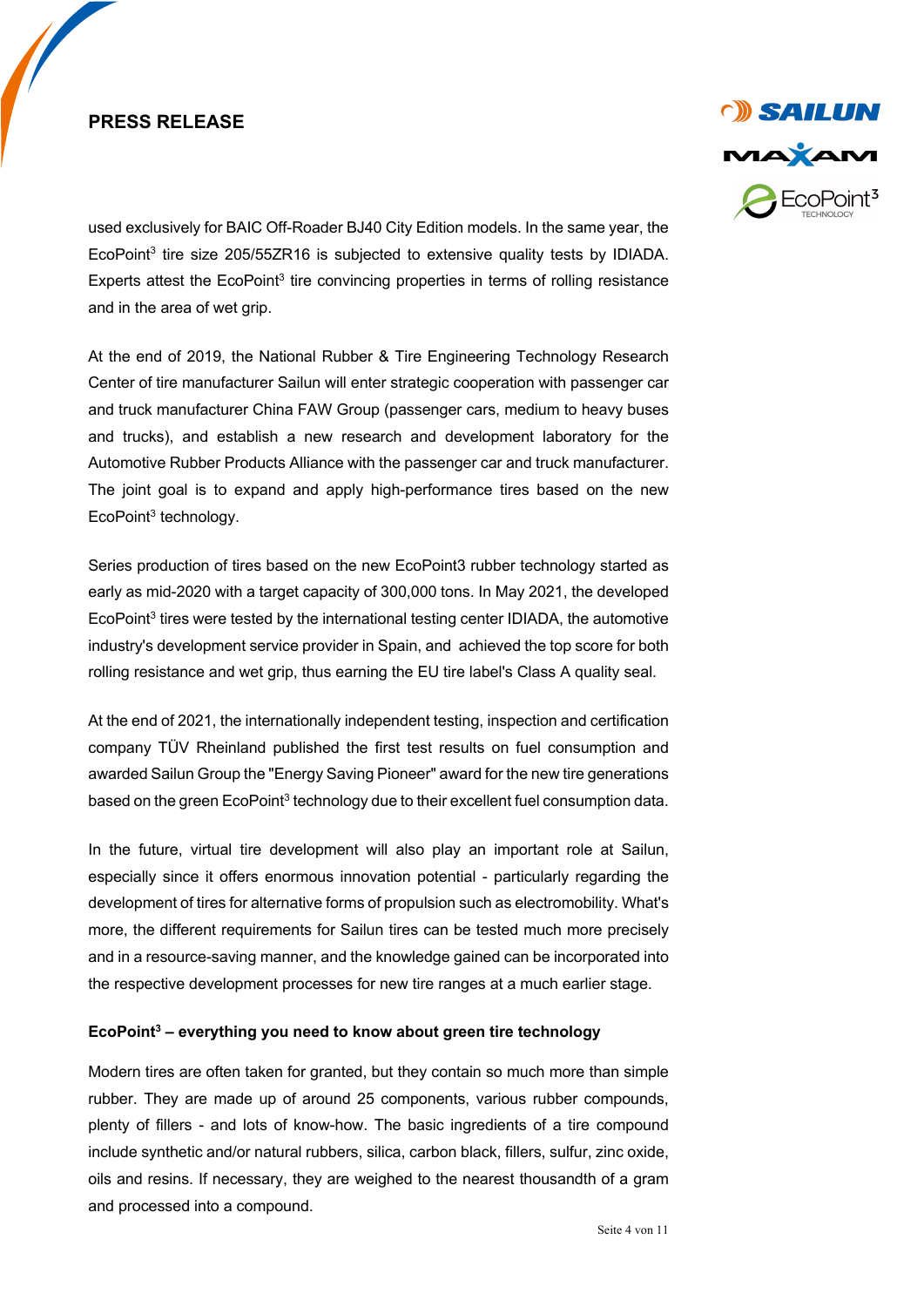used exclusively for BAIC Off-Roader BJ40 City Edition models. In the same year, the EcoPoint³ tire size 205/55ZR16 is subjected to extensive quality tests by IDIADA. Experts attest the EcoPoint³ tire convincing properties in terms of rolling resistance and in the area of wet grip.

At the end of 2019, the National Rubber & Tire Engineering Technology Research Center of tire manufacturer Sailun will enter strategic cooperation with passenger car and truck manufacturer China FAW Group (passenger cars, medium to heavy buses and trucks), and establish a new research and development laboratory for the Automotive Rubber Products Alliance with the passenger car and truck manufacturer. The joint goal is to expand and apply high-performance tires based on the new EcoPoint³ technology.

Series production of tires based on the new EcoPoint3 rubber technology started as early as mid-2020 with a target capacity of 300,000 tons. In May 2021, the developed EcoPoint³ tires were tested by the international testing center IDIADA, the automotive industry's development service provider in Spain, and achieved the top score for both rolling resistance and wet grip, thus earning the EU tire label's Class A quality seal.

At the end of 2021, the internationally independent testing, inspection and certification company TÜV Rheinland published the first test results on fuel consumption and awarded Sailun Group the "Energy Saving Pioneer" award for the new tire generations based on the green EcoPoint³ technology due to their excellent fuel consumption data.

In the future, virtual tire development will also play an important role at Sailun, especially since it offers enormous innovation potential - particularly regarding the development of tires for alternative forms of propulsion such as electromobility. What's more, the different requirements for Sailun tires can be tested much more precisely and in a resource-saving manner, and the knowledge gained can be incorporated into the respective development processes for new tire ranges at a much earlier stage.

**EcoPoint³ – everything you need to know about green tire technology**

Modern tires are often taken for granted, but they contain so much more than simple rubber. They are made up of around 25 components, various rubber compounds, plenty of fillers - and lots of know-how. The basic ingredients of a tire compound include synthetic and/or natural rubbers, silica, carbon black, fillers, sulfur, zinc oxide, oils and resins. If necessary, they are weighed to the nearest thousandth of a gram and processed into a compound.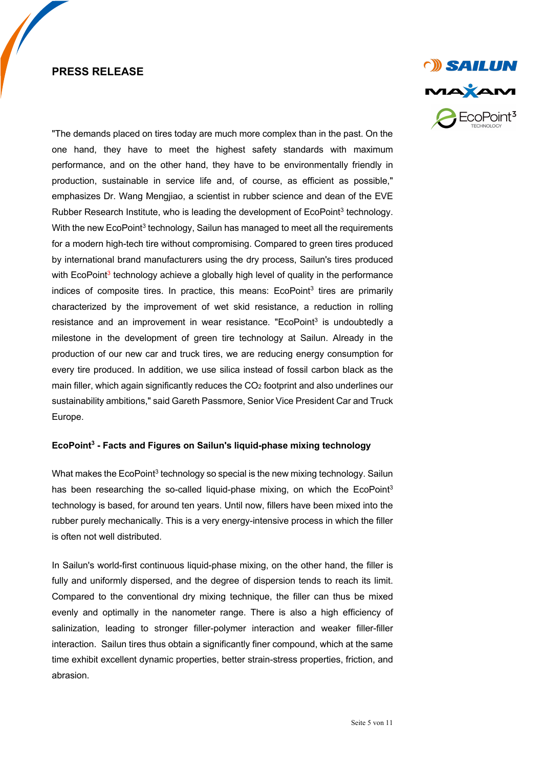**PRESS RELEASE**

"The demands placed on tires today are much more complex than in the past. On the one hand, they have to meet the highest safety standards with maximum performance, and on the other hand, they have to be environmentally friendly in production, sustainable in service life and, of course, as efficient as possible," emphasizes Dr. Wang Mengjiao, a scientist in rubber science and dean of the EVE Rubber Research Institute, who is leading the development of EcoPoint³ technology. With the new EcoPoint³ technology, Sailun has managed to meet all the requirements for a modern high-tech tire without compromising. Compared to green tires produced by international brand manufacturers using the dry process, Sailun's tires produced with EcoPoint³ technology achieve a globally high level of quality in the performance indices of composite tires. In practice, this means: EcoPoint³ tires are primarily characterized by the improvement of wet skid resistance, a reduction in rolling resistance and an improvement in wear resistance. "EcoPoint³ is undoubtedly a milestone in the development of green tire technology at Sailun. Already in the production of our new car and truck tires, we are reducing energy consumption for every tire produced. In addition, we use silica instead of fossil carbon black as the main filler, which again significantly reduces the $CO_2$ footprint and also underlines our sustainability ambitions," said Gareth Passmore, Senior Vice President Car and Truck Europe.

**EcoPoint³ - Facts and Figures on Sailun's liquid-phase mixing technology**

What makes the EcoPoint³ technology so special is the new mixing technology. Sailun has been researching the so-called liquid-phase mixing, on which the EcoPoint³ technology is based, for around ten years. Until now, fillers have been mixed into the rubber purely mechanically. This is a very energy-intensive process in which the filler is often not well distributed.

In Sailun's world-first continuous liquid-phase mixing, on the other hand, the filler is fully and uniformly dispersed, and the degree of dispersion tends to reach its limit. Compared to the conventional dry mixing technique, the filler can thus be mixed evenly and optimally in the nanometer range. There is also a high efficiency of salinization, leading to stronger filler-polymer interaction and weaker filler-filler interaction. Sailun tires thus obtain a significantly finer compound, which at the same time exhibit excellent dynamic properties, better strain-stress properties, friction, and abrasion.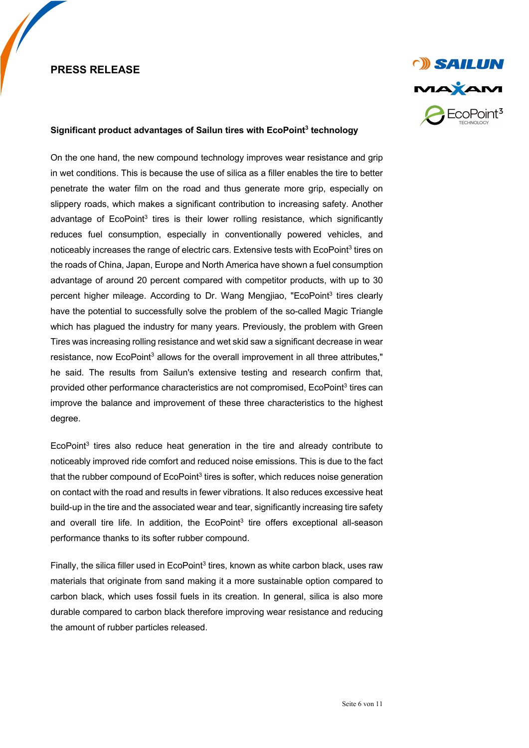**Significant product advantages of Sailun tires with EcoPoint$^3$ technology**

On the one hand, the new compound technology improves wear resistance and grip in wet conditions. This is because the use of silica as a filler enables the tire to better penetrate the water film on the road and thus generate more grip, especially on slippery roads, which makes a significant contribution to increasing safety. Another advantage of EcoPoint$^3$ tires is their lower rolling resistance, which significantly reduces fuel consumption, especially in conventionally powered vehicles, and noticeably increases the range of electric cars. Extensive tests with EcoPoint$^3$ tires on the roads of China, Japan, Europe and North America have shown a fuel consumption advantage of around 20 percent compared with competitor products, with up to 30 percent higher mileage. According to Dr. Wang Mengjiao, "EcoPoint$^3$ tires clearly have the potential to successfully solve the problem of the so-called Magic Triangle which has plagued the industry for many years. Previously, the problem with Green Tires was increasing rolling resistance and wet skid saw a significant decrease in wear resistance, now EcoPoint$^3$ allows for the overall improvement in all three attributes," he said. The results from Sailun's extensive testing and research confirm that, provided other performance characteristics are not compromised, EcoPoint$^3$ tires can improve the balance and improvement of these three characteristics to the highest degree.

EcoPoint$^3$ tires also reduce heat generation in the tire and already contribute to noticeably improved ride comfort and reduced noise emissions. This is due to the fact that the rubber compound of EcoPoint$^3$ tires is softer, which reduces noise generation on contact with the road and results in fewer vibrations. It also reduces excessive heat build-up in the tire and the associated wear and tear, significantly increasing tire safety and overall tire life. In addition, the EcoPoint$^3$ tire offers exceptional all-season performance thanks to its softer rubber compound.

Finally, the silica filler used in EcoPoint$^3$ tires, known as white carbon black, uses raw materials that originate from sand making it a more sustainable option compared to carbon black, which uses fossil fuels in its creation. In general, silica is also more durable compared to carbon black therefore improving wear resistance and reducing the amount of rubber particles released.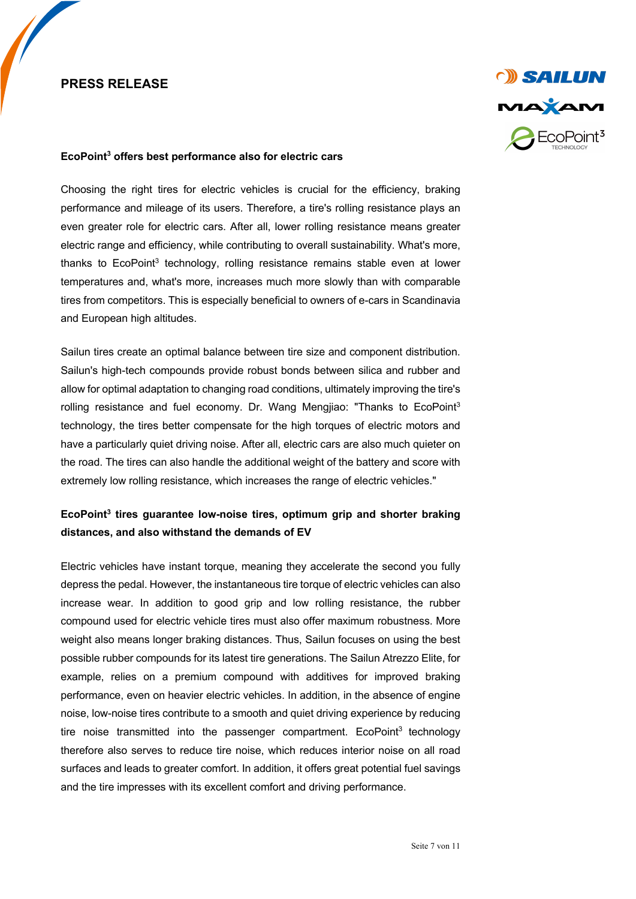**PRESS RELEASE**

**EcoPoint³ offers best performance also for electric cars**

Choosing the right tires for electric vehicles is crucial for the efficiency, braking performance and mileage of its users. Therefore, a tire's rolling resistance plays an even greater role for electric cars. After all, lower rolling resistance means greater electric range and efficiency, while contributing to overall sustainability. What's more, thanks to EcoPoint³ technology, rolling resistance remains stable even at lower temperatures and, what's more, increases much more slowly than with comparable tires from competitors. This is especially beneficial to owners of e-cars in Scandinavia and European high altitudes.

Sailun tires create an optimal balance between tire size and component distribution. Sailun's high-tech compounds provide robust bonds between silica and rubber and allow for optimal adaptation to changing road conditions, ultimately improving the tire's rolling resistance and fuel economy. Dr. Wang Mengjiao: "Thanks to EcoPoint³ technology, the tires better compensate for the high torques of electric motors and have a particularly quiet driving noise. After all, electric cars are also much quieter on the road. The tires can also handle the additional weight of the battery and score with extremely low rolling resistance, which increases the range of electric vehicles."

**EcoPoint³ tires guarantee low-noise tires, optimum grip and shorter braking distances, and also withstand the demands of EV**

Electric vehicles have instant torque, meaning they accelerate the second you fully depress the pedal. However, the instantaneous tire torque of electric vehicles can also increase wear. In addition to good grip and low rolling resistance, the rubber compound used for electric vehicle tires must also offer maximum robustness. More weight also means longer braking distances. Thus, Sailun focuses on using the best possible rubber compounds for its latest tire generations. The Sailun Atrezzo Elite, for example, relies on a premium compound with additives for improved braking performance, even on heavier electric vehicles. In addition, in the absence of engine noise, low-noise tires contribute to a smooth and quiet driving experience by reducing tire noise transmitted into the passenger compartment. EcoPoint³ technology therefore also serves to reduce tire noise, which reduces interior noise on all road surfaces and leads to greater comfort. In addition, it offers great potential fuel savings and the tire impresses with its excellent comfort and driving performance.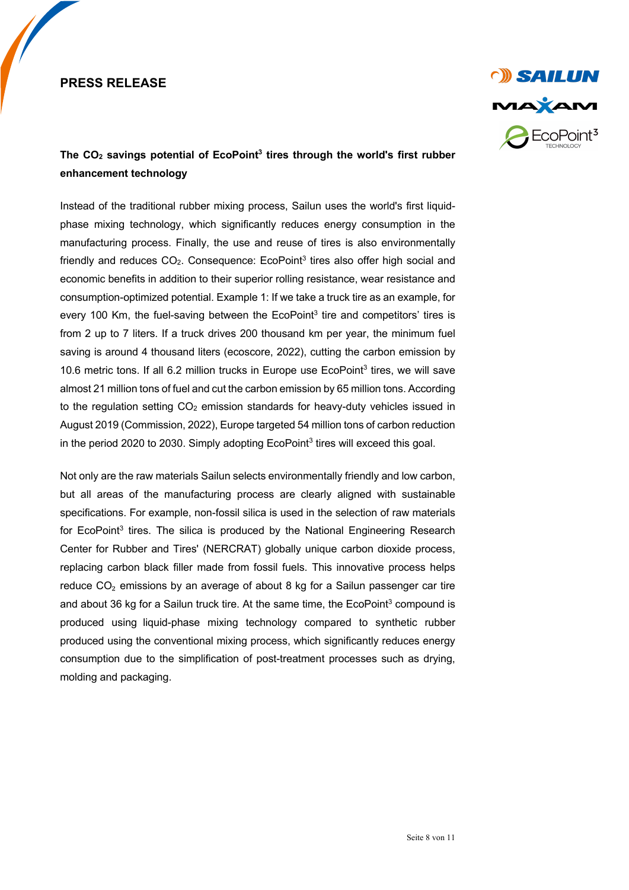# PRESS RELEASE

**The $CO_2$ savings potential of EcoPoint[3] tires through the world's first rubber enhancement technology**

Instead of the traditional rubber mixing process, Sailun uses the world's first liquid-phase mixing technology, which significantly reduces energy consumption in the manufacturing process. Finally, the use and reuse of tires is also environmentally friendly and reduces $CO_2$. Consequence: EcoPoint[3] tires also offer high social and economic benefits in addition to their superior rolling resistance, wear resistance and consumption-optimized potential. Example 1: If we take a truck tire as an example, for every 100 Km, the fuel-saving between the EcoPoint[3] tire and competitors' tires is from 2 up to 7 liters. If a truck drives 200 thousand km per year, the minimum fuel saving is around 4 thousand liters (ecoscore, 2022), cutting the carbon emission by 10.6 metric tons. If all 6.2 million trucks in Europe use EcoPoint[3] tires, we will save almost 21 million tons of fuel and cut the carbon emission by 65 million tons. According to the regulation setting $CO_2$ emission standards for heavy-duty vehicles issued in August 2019 (Commission, 2022), Europe targeted 54 million tons of carbon reduction in the period 2020 to 2030. Simply adopting EcoPoint[3] tires will exceed this goal.

Not only are the raw materials Sailun selects environmentally friendly and low carbon, but all areas of the manufacturing process are clearly aligned with sustainable specifications. For example, non-fossil silica is used in the selection of raw materials for EcoPoint[3] tires. The silica is produced by the National Engineering Research Center for Rubber and Tires' (NERCRAT) globally unique carbon dioxide process, replacing carbon black filler made from fossil fuels. This innovative process helps reduce $CO_2$ emissions by an average of about 8 kg for a Sailun passenger car tire and about 36 kg for a Sailun truck tire. At the same time, the EcoPoint[3] compound is produced using liquid-phase mixing technology compared to synthetic rubber produced using the conventional mixing process, which significantly reduces energy consumption due to the simplification of post-treatment processes such as drying, molding and packaging.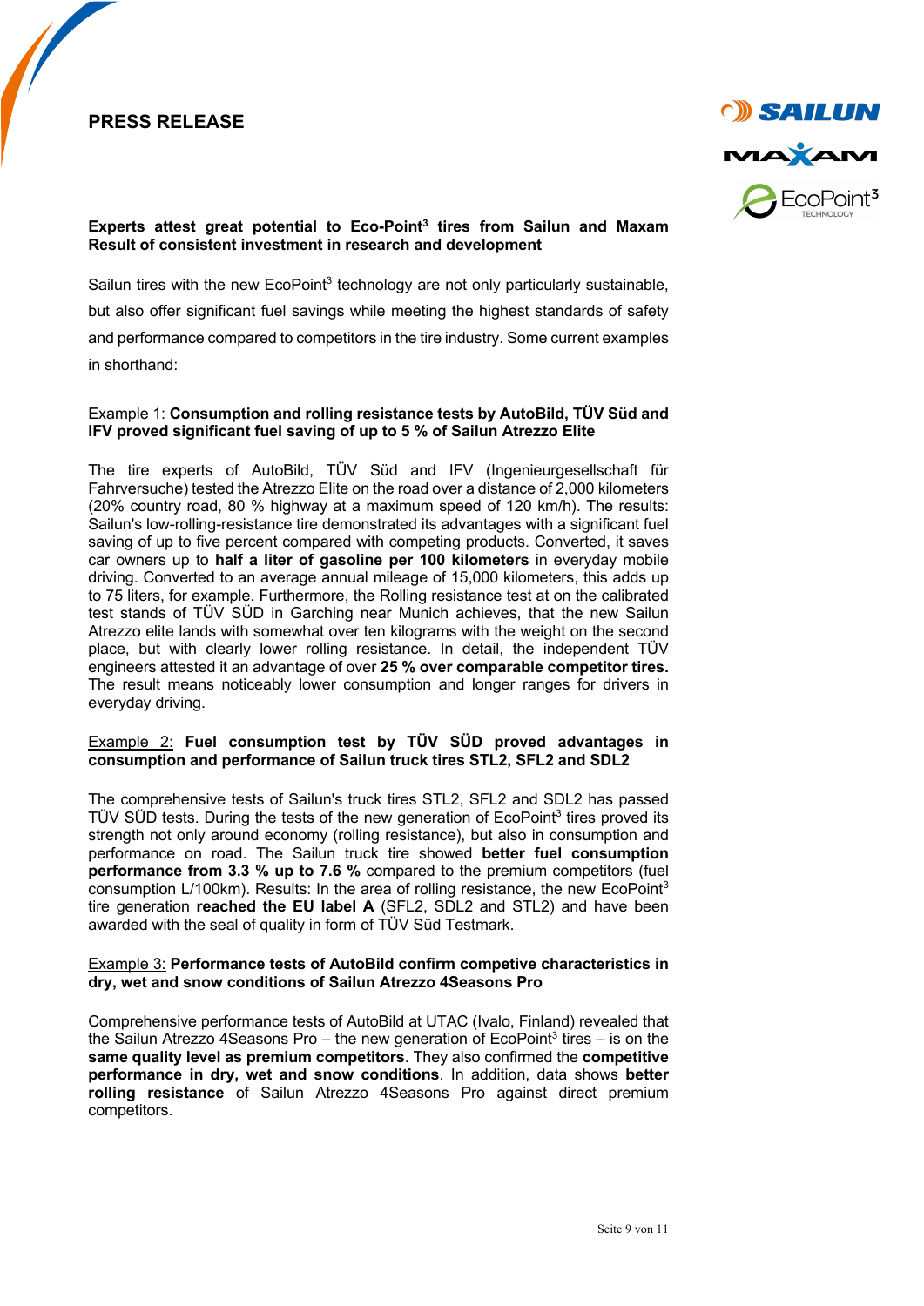**PRESS RELEASE**

**Experts attest great potential to Eco-Point³ tires from Sailun and Maxam Result of consistent investment in research and development**

Sailun tires with the new EcoPoint³ technology are not only particularly sustainable, but also offer significant fuel savings while meeting the highest standards of safety and performance compared to competitors in the tire industry. Some current examples in shorthand:

Example 1: **Consumption and rolling resistance tests by AutoBild, TÜV Süd and IFV proved significant fuel saving of up to 5 % of Sailun Atrezzo Elite**

The tire experts of AutoBild, TÜV Süd and IFV (Ingenieurgesellschaft für Fahrversuche) tested the Atrezzo Elite on the road over a distance of 2,000 kilometers (20% country road, 80 % highway at a maximum speed of 120 km/h). The results: Sailun's low-rolling-resistance tire demonstrated its advantages with a significant fuel saving of up to five percent compared with competing products. Converted, it saves car owners up to **half a liter of gasoline per 100 kilometers** in everyday mobile driving. Converted to an average annual mileage of 15,000 kilometers, this adds up to 75 liters, for example. Furthermore, the Rolling resistance test at on the calibrated test stands of TÜV SÜD in Garching near Munich achieves, that the new Sailun Atrezzo elite lands with somewhat over ten kilograms with the weight on the second place, but with clearly lower rolling resistance. In detail, the independent TÜV engineers attested it an advantage of over **25 % over comparable competitor tires.** The result means noticeably lower consumption and longer ranges for drivers in everyday driving.

Example 2: **Fuel consumption test by TÜV SÜD proved advantages in consumption and performance of Sailun truck tires STL2, SFL2 and SDL2**

The comprehensive tests of Sailun's truck tires STL2, SFL2 and SDL2 has passed TÜV SÜD tests. During the tests of the new generation of EcoPoint³ tires proved its strength not only around economy (rolling resistance), but also in consumption and performance on road. The Sailun truck tire showed **better fuel consumption performance from 3.3 % up to 7.6 %** compared to the premium competitors (fuel consumption L/100km). Results: In the area of rolling resistance, the new EcoPoint³ tire generation **reached the EU label A** (SFL2, SDL2 and STL2) and have been awarded with the seal of quality in form of TÜV Süd Testmark.

Example 3: **Performance tests of AutoBild confirm compective characteristics in dry, wet and snow conditions of Sailun Atrezzo 4Seasons Pro**

Comprehensive performance tests of AutoBild at UTAC (Ivalo, Finland) revealed that the Sailun Atrezzo 4Seasons Pro – the new generation of EcoPoint³ tires – is on the **same quality level as premium competitors**. They also confirmed the **competitive performance in dry, wet and snow conditions**. In addition, data shows **better rolling resistance** of Sailun Atrezzo 4Seasons Pro against direct premium competitors.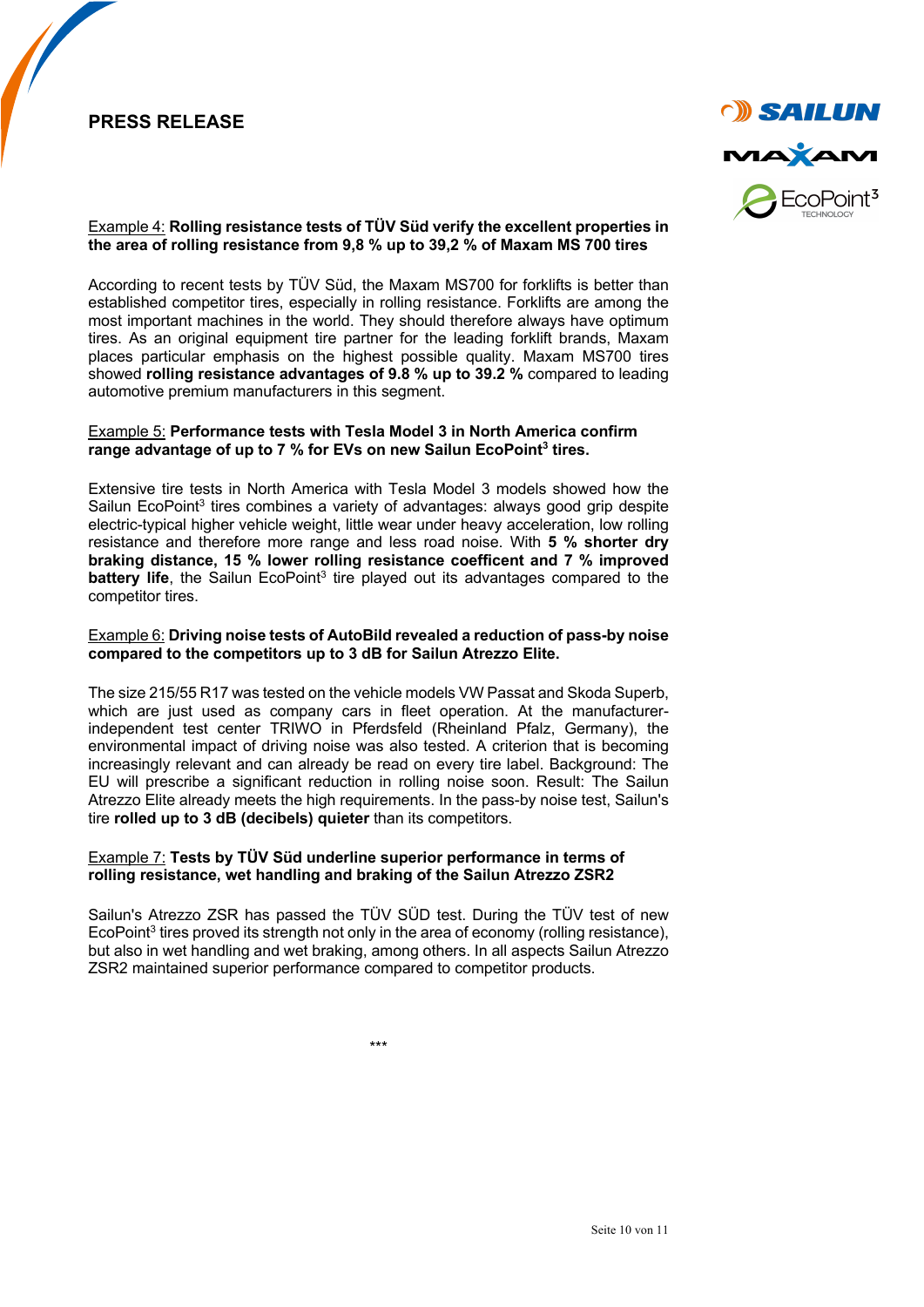**PRESS RELEASE**

Example 4: **Rolling resistance tests of TÜV Süd verify the excellent properties in the area of rolling resistance from 9,8 % up to 39,2 % of Maxam MS 700 tires**

According to recent tests by TÜV Süd, the Maxam MS700 for forklifts is better than established competitor tires, especially in rolling resistance. Forklifts are among the most important machines in the world. They should therefore always have optimum tires. As an original equipment tire partner for the leading forklift brands, Maxam places particular emphasis on the highest possible quality. Maxam MS700 tires showed **rolling resistance advantages of 9.8 % up to 39.2 %** compared to leading automotive premium manufacturers in this segment.

Example 5: **Performance tests with Tesla Model 3 in North America confirm range advantage of up to 7 % for EVs on new Sailun EcoPoint³ tires.**

Extensive tire tests in North America with Tesla Model 3 models showed how the Sailun EcoPoint³ tires combines a variety of advantages: always good grip despite electric-typical higher vehicle weight, little wear under heavy acceleration, low rolling resistance and therefore more range and less road noise. With **5 % shorter dry braking distance, 15 % lower rolling resistance coefficent and 7 % improved battery life**, the Sailun EcoPoint³ tire played out its advantages compared to the competitor tires.

Example 6: **Driving noise tests of AutoBild revealed a reduction of pass-by noise compared to the competitors up to 3 dB for Sailun Atrezzo Elite.**

The size 215/55 R17 was tested on the vehicle models VW Passat and Skoda Superb, which are just used as company cars in fleet operation. At the manufacturer-independent test center TRIWO in Pferdsfeld (Rheinland Pfalz, Germany), the environmental impact of driving noise was also tested. A criterion that is becoming increasingly relevant and can already be read on every tire label. Background: The EU will prescribe a significant reduction in rolling noise soon. Result: The Sailun Atrezzo Elite already meets the high requirements. In the pass-by noise test, Sailun's tire **rolled up to 3 dB (decibels) quieter** than its competitors.

Example 7: **Tests by TÜV Süd underline superior performance in terms of rolling resistance, wet handling and braking of the Sailun Atrezzo ZSR2**

Sailun's Atrezzo ZSR has passed the TÜV SÜD test. During the TÜV test of new EcoPoint³ tires proved its strength not only in the area of economy (rolling resistance), but also in wet handling and wet braking, among others. In all aspects Sailun Atrezzo ZSR2 maintained superior performance compared to competitor products.

***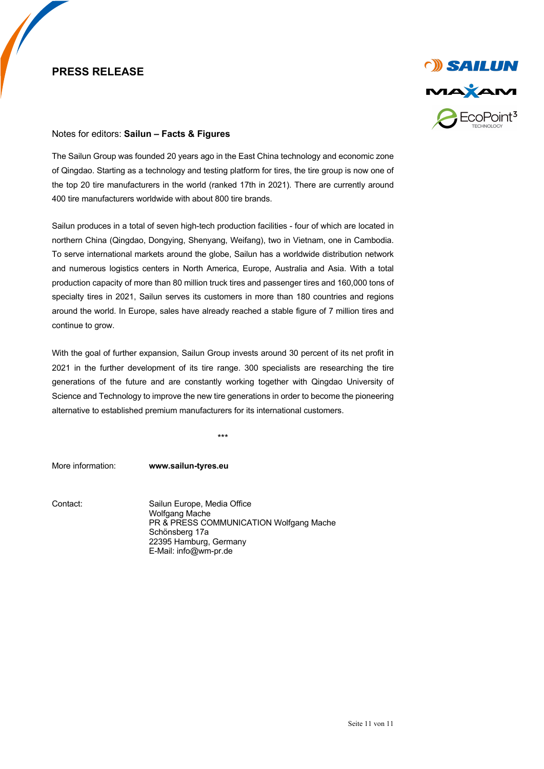**PRESS RELEASE**

Notes for editors: **Sailun – Facts & Figures**

The Sailun Group was founded 20 years ago in the East China technology and economic zone of Qingdao. Starting as a technology and testing platform for tires, the tire group is now one of the top 20 tire manufacturers in the world (ranked 17th in 2021). There are currently around 400 tire manufacturers worldwide with about 800 tire brands.

Sailun produces in a total of seven high-tech production facilities - four of which are located in northern China (Qingdao, Dongying, Shenyang, Weifang), two in Vietnam, one in Cambodia. To serve international markets around the globe, Sailun has a worldwide distribution network and numerous logistics centers in North America, Europe, Australia and Asia. With a total production capacity of more than 80 million truck tires and passenger tires and 160,000 tons of specialty tires in 2021, Sailun serves its customers in more than 180 countries and regions around the world. In Europe, sales have already reached a stable figure of 7 million tires and continue to grow.

With the goal of further expansion, Sailun Group invests around 30 percent of its net profit in 2021 in the further development of its tire range. 300 specialists are researching the tire generations of the future and are constantly working together with Qingdao University of Science and Technology to improve the new tire generations in order to become the pioneering alternative to established premium manufacturers for its international customers.

***

More information: **www.sailun-tyres.eu**

Contact:

Sailun Europe, Media Office
Wolfgang Mache
PR & PRESS COMMUNICATION Wolfgang Mache
Schönsberg 17a
22395 Hamburg, Germany
E-Mail: info@wm-pr.de